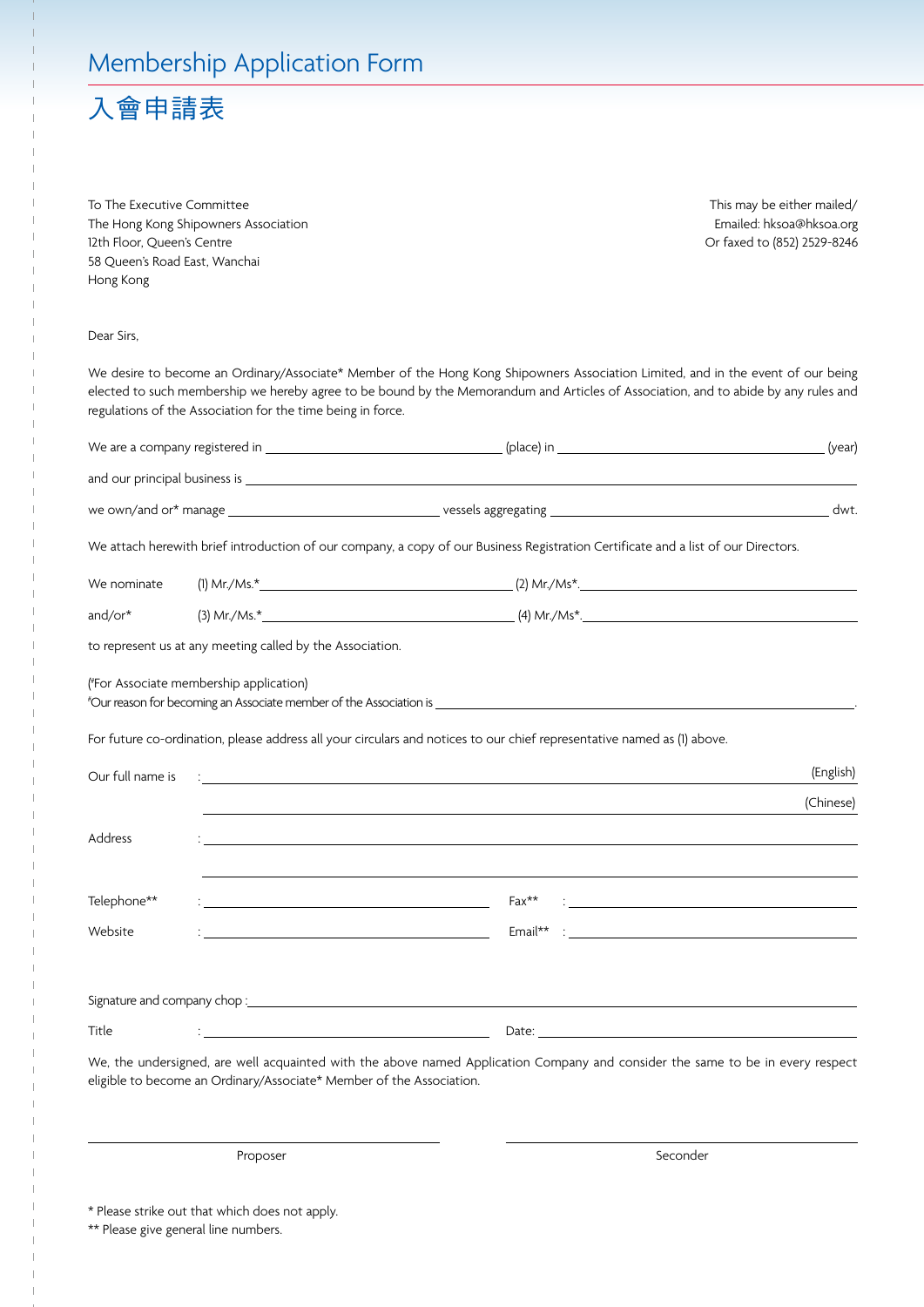# Membership Application Form

# 入會申請表

To The Executive Committee
The Hong Kong Shipowners Association
12th Floor, Queen's Centre
58 Queen's Road East, Wanchai
Hong Kong

This may be either mailed/
Emailed: hksoa@hksoa.org
Or faxed to (852) 2529-8246

Dear Sirs,

We desire to become an Ordinary/Associate* Member of the Hong Kong Shipowners Association Limited, and in the event of our being elected to such membership we hereby agree to be bound by the Memorandum and Articles of Association, and to abide by any rules and regulations of the Association for the time being in force.

We are a company registered in ______________________ (place) in ______________________ (year)

and our principal business is ______________________________________________

we own/and or* manage ______________________ vessels aggregating ______________________ dwt.

We attach herewith brief introduction of our company, a copy of our Business Registration Certificate and a list of our Directors.

We nominate (1) Mr./Ms.* ______________________ (2) Mr./Ms*. ______________________

and/or* (3) Mr./Ms.* ______________________ (4) Mr./Ms*. ______________________

to represent us at any meeting called by the Association.

(#For Associate membership application)
#Our reason for becoming an Associate member of the Association is ______________________________________________.

For future co-ordination, please address all your circulars and notices to our chief representative named as (1) above.

Our full name is : ______________________________________________ (English)

______________________________________________ (Chinese)

Address : ______________________________________________

______________________________________________

Telephone** : ______________________ Fax** : ______________________

Website : ______________________ Email** : ______________________

Signature and company chop : ______________________________________________

Title : ______________________ Date: ______________________

We, the undersigned, are well acquainted with the above named Application Company and consider the same to be in every respect eligible to become an Ordinary/Associate* Member of the Association.

______________________ Proposer

______________________ Seconder

\* Please strike out that which does not apply.
** Please give general line numbers.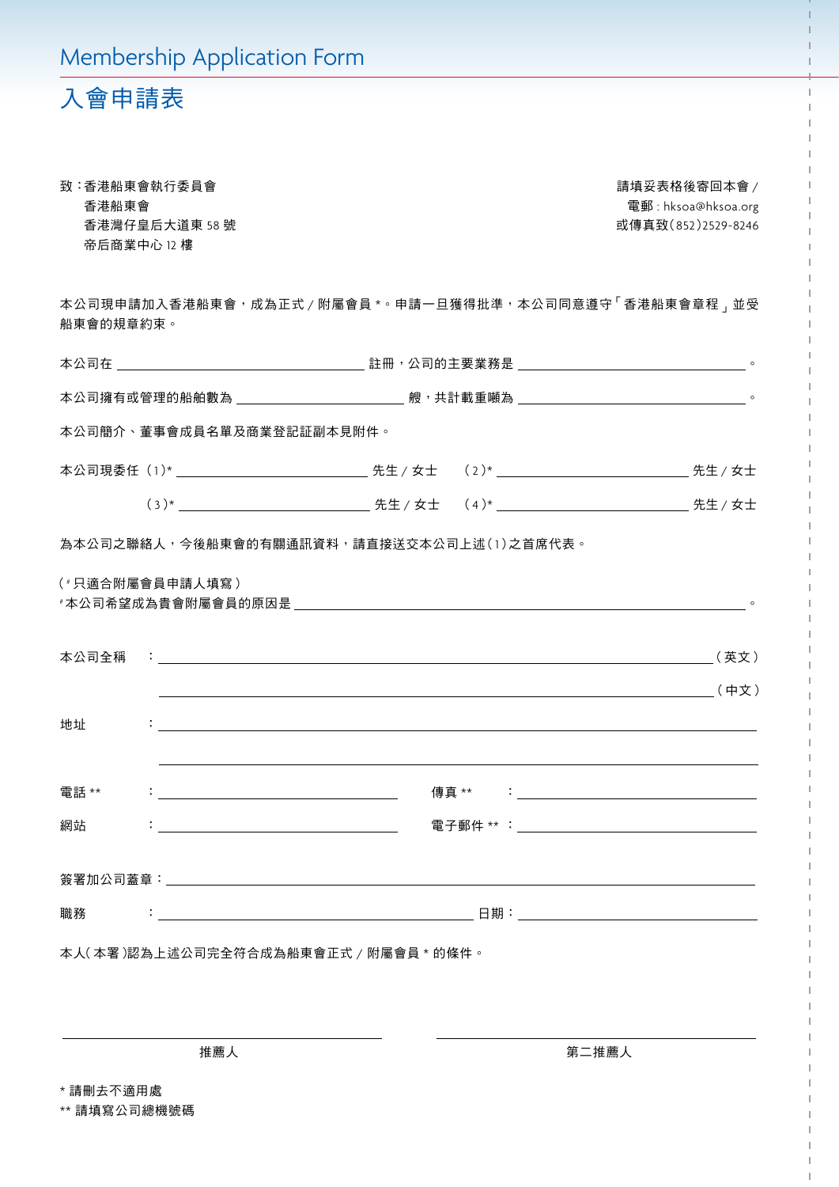# Membership Application Form

# 入會申請表

致：香港船東會執行委員會
香港船東會
香港灣仔皇后大道東 58 號
帝后商業中心 12 樓

請填妥表格後寄回本會 /
電郵 : hksoa@hksoa.org
或傳真致(852)2529-8246

本公司現申請加入香港船東會，成為正式 / 附屬會員 *。申請一旦獲得批準，本公司同意遵守「香港船東會章程」並受船東會的規章約束。

本公司在 ______________________ 註冊，公司的主要業務是 ______________________ 。

本公司擁有或管理的船舶數為 ______________________ 艘，共計載重噸為 ______________________ 。

本公司簡介、董事會成員名單及商業登記証副本見附件。

本公司現委任（1）* ______________________ 先生 / 女士 （2）* ______________________ 先生 / 女士

（3）* ______________________ 先生 / 女士 （4）* ______________________ 先生 / 女士

為本公司之聯絡人，今後船東會的有關通訊資料，請直接送交本公司上述(1)之首席代表。

(# 只適合附屬會員申請人填寫)
# 本公司希望成為貴會附屬會員的原因是 ______________________ 。

本公司全稱 : ______________________ (英文)

______________________ (中文)

地址 : ______________________

______________________

電話 ** : ______________________ 傳真 ** : ______________________

網站 : ______________________ 電子郵件 ** : ______________________

簽署加公司蓋章 : ______________________

職務 : ______________________ 日期 : ______________________

本人(本署)認為上述公司完全符合成為船東會正式 / 附屬會員 * 的條件。

______________________ 推薦人

______________________ 第二推薦人

* 請刪去不適用處
** 請填寫公司總機號碼